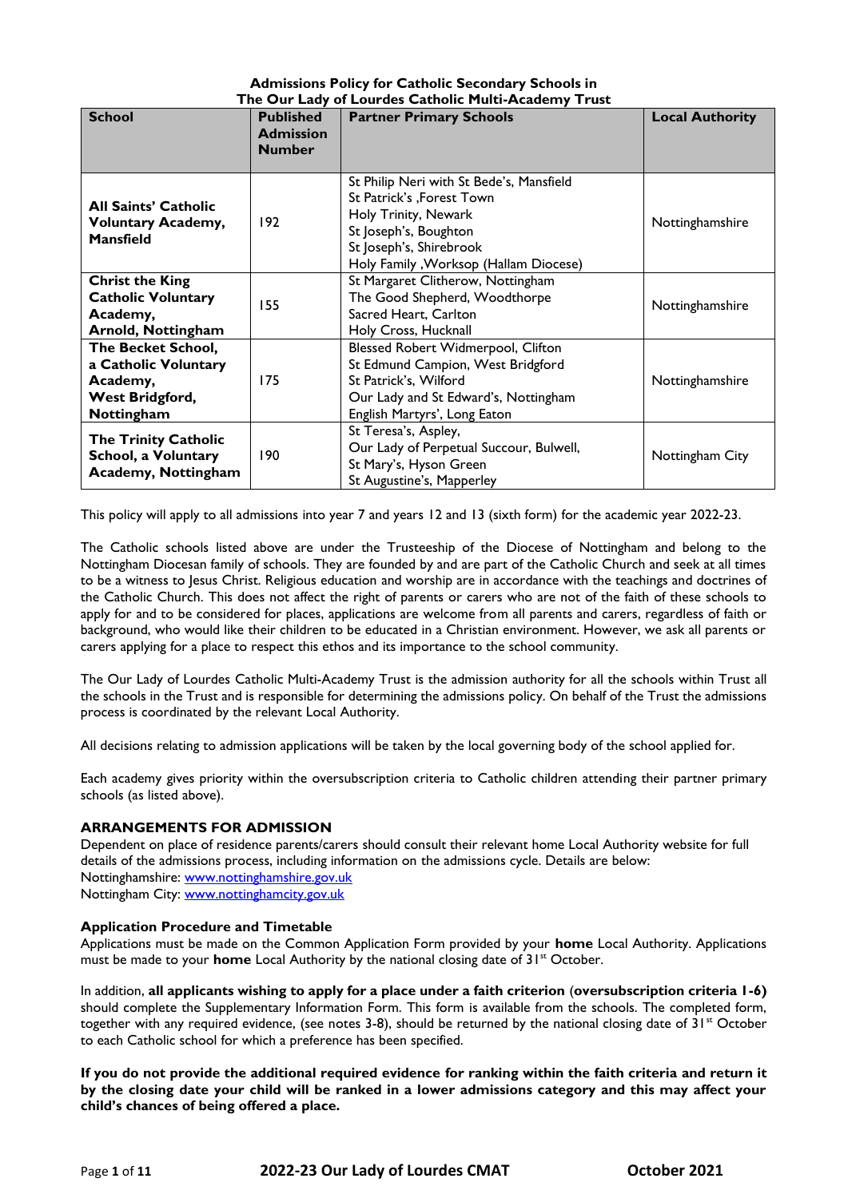**Admissions Policy for Catholic Secondary Schools in The Our Lady of Lourdes Catholic Multi-Academy Trust**

| School | Published Admission Number | Partner Primary Schools | Local Authority |
|---|---|---|---|
| **All Saints' Catholic Voluntary Academy, Mansfield** | 192 | St Philip Neri with St Bede's, Mansfield<br>St Patrick's ,Forest Town<br>Holy Trinity, Newark<br>St Joseph's, Boughton<br>St Joseph's, Shirebrook<br>Holy Family ,Worksop (Hallam Diocese) | Nottinghamshire |
| **Christ the King Catholic Voluntary Academy, Arnold, Nottingham** | 155 | St Margaret Clitherow, Nottingham<br>The Good Shepherd, Woodthorpe<br>Sacred Heart, Carlton<br>Holy Cross, Hucknall | Nottinghamshire |
| **The Becket School, a Catholic Voluntary Academy, West Bridgford, Nottingham** | 175 | Blessed Robert Widmerpool, Clifton<br>St Edmund Campion, West Bridgford<br>St Patrick's, Wilford<br>Our Lady and St Edward's, Nottingham<br>English Martyrs', Long Eaton | Nottinghamshire |
| **The Trinity Catholic School, a Voluntary Academy, Nottingham** | 190 | St Teresa's, Aspley,<br>Our Lady of Perpetual Succour, Bulwell,<br>St Mary's, Hyson Green<br>St Augustine's, Mapperley | Nottingham City |

This policy will apply to all admissions into year 7 and years 12 and 13 (sixth form) for the academic year 2022-23.

The Catholic schools listed above are under the Trusteeship of the Diocese of Nottingham and belong to the Nottingham Diocesan family of schools. They are founded by and are part of the Catholic Church and seek at all times to be a witness to Jesus Christ. Religious education and worship are in accordance with the teachings and doctrines of the Catholic Church. This does not affect the right of parents or carers who are not of the faith of these schools to apply for and to be considered for places, applications are welcome from all parents and carers, regardless of faith or background, who would like their children to be educated in a Christian environment. However, we ask all parents or carers applying for a place to respect this ethos and its importance to the school community.

The Our Lady of Lourdes Catholic Multi-Academy Trust is the admission authority for all the schools within Trust all the schools in the Trust and is responsible for determining the admissions policy. On behalf of the Trust the admissions process is coordinated by the relevant Local Authority.

All decisions relating to admission applications will be taken by the local governing body of the school applied for.

Each academy gives priority within the oversubscription criteria to Catholic children attending their partner primary schools (as listed above).

## ARRANGEMENTS FOR ADMISSION

Dependent on place of residence parents/carers should consult their relevant home Local Authority website for full details of the admissions process, including information on the admissions cycle. Details are below:
Nottinghamshire: www.nottinghamshire.gov.uk
Nottingham City: www.nottinghamcity.gov.uk

### Application Procedure and Timetable

Applications must be made on the Common Application Form provided by your **home** Local Authority. Applications must be made to your **home** Local Authority by the national closing date of 31st October.

In addition, **all applicants wishing to apply for a place under a faith criterion** (**oversubscription criteria 1-6)** should complete the Supplementary Information Form. This form is available from the schools. The completed form, together with any required evidence, (see notes 3-8), should be returned by the national closing date of 31st October to each Catholic school for which a preference has been specified.

**If you do not provide the additional required evidence for ranking within the faith criteria and return it by the closing date your child will be ranked in a lower admissions category and this may affect your child's chances of being offered a place.**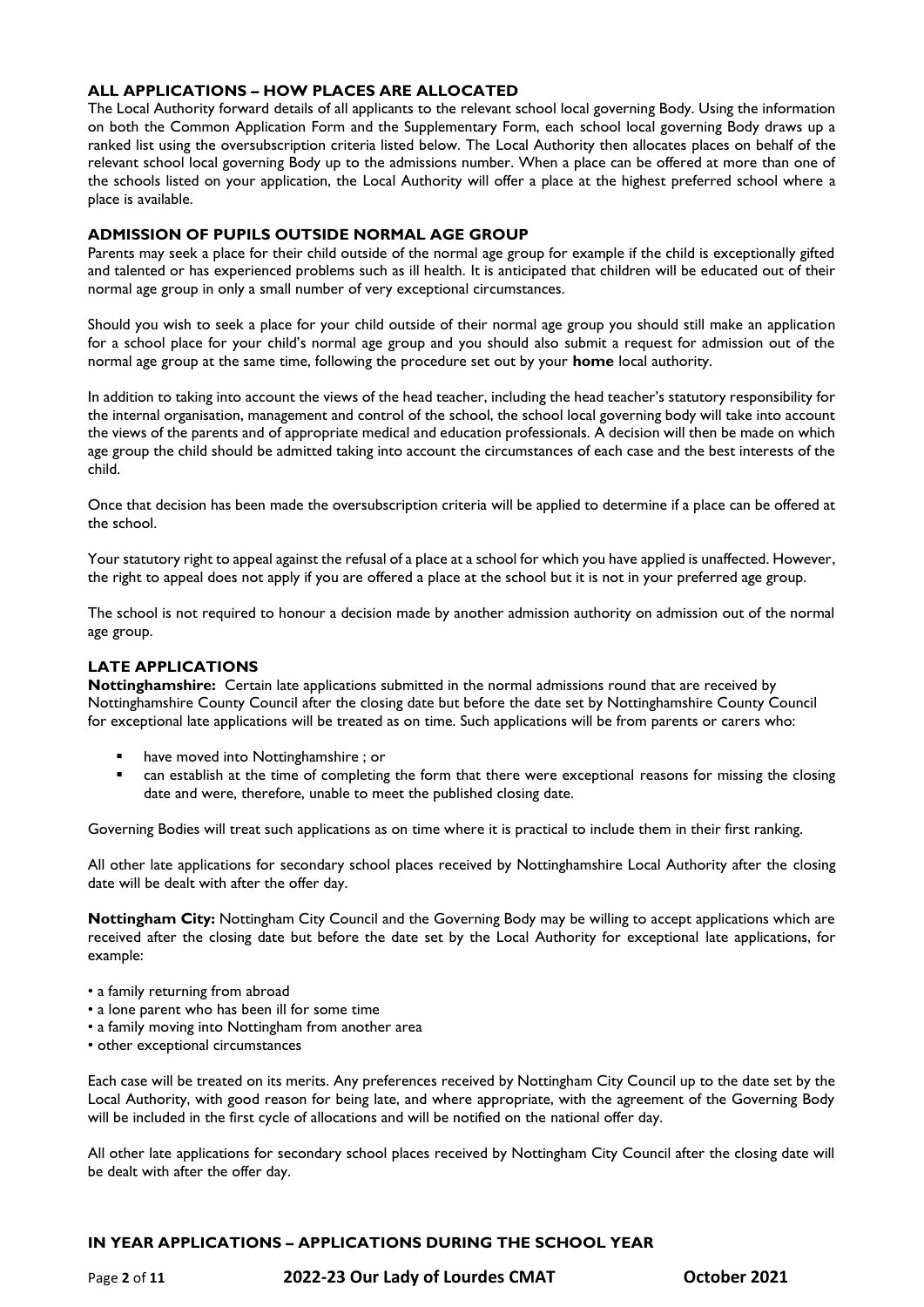## ALL APPLICATIONS – HOW PLACES ARE ALLOCATED

The Local Authority forward details of all applicants to the relevant school local governing Body. Using the information on both the Common Application Form and the Supplementary Form, each school local governing Body draws up a ranked list using the oversubscription criteria listed below. The Local Authority then allocates places on behalf of the relevant school local governing Body up to the admissions number. When a place can be offered at more than one of the schools listed on your application, the Local Authority will offer a place at the highest preferred school where a place is available.

## ADMISSION OF PUPILS OUTSIDE NORMAL AGE GROUP

Parents may seek a place for their child outside of the normal age group for example if the child is exceptionally gifted and talented or has experienced problems such as ill health. It is anticipated that children will be educated out of their normal age group in only a small number of very exceptional circumstances.

Should you wish to seek a place for your child outside of their normal age group you should still make an application for a school place for your child's normal age group and you should also submit a request for admission out of the normal age group at the same time, following the procedure set out by your **home** local authority.

In addition to taking into account the views of the head teacher, including the head teacher's statutory responsibility for the internal organisation, management and control of the school, the school local governing body will take into account the views of the parents and of appropriate medical and education professionals. A decision will then be made on which age group the child should be admitted taking into account the circumstances of each case and the best interests of the child.

Once that decision has been made the oversubscription criteria will be applied to determine if a place can be offered at the school.

Your statutory right to appeal against the refusal of a place at a school for which you have applied is unaffected. However, the right to appeal does not apply if you are offered a place at the school but it is not in your preferred age group.

The school is not required to honour a decision made by another admission authority on admission out of the normal age group.

## LATE APPLICATIONS

**Nottinghamshire:** Certain late applications submitted in the normal admissions round that are received by Nottinghamshire County Council after the closing date but before the date set by Nottinghamshire County Council for exceptional late applications will be treated as on time. Such applications will be from parents or carers who:

- have moved into Nottinghamshire ; or
- can establish at the time of completing the form that there were exceptional reasons for missing the closing date and were, therefore, unable to meet the published closing date.

Governing Bodies will treat such applications as on time where it is practical to include them in their first ranking.

All other late applications for secondary school places received by Nottinghamshire Local Authority after the closing date will be dealt with after the offer day.

**Nottingham City:** Nottingham City Council and the Governing Body may be willing to accept applications which are received after the closing date but before the date set by the Local Authority for exceptional late applications, for example:

- a family returning from abroad
- a lone parent who has been ill for some time
- a family moving into Nottingham from another area
- other exceptional circumstances

Each case will be treated on its merits. Any preferences received by Nottingham City Council up to the date set by the Local Authority, with good reason for being late, and where appropriate, with the agreement of the Governing Body will be included in the first cycle of allocations and will be notified on the national offer day.

All other late applications for secondary school places received by Nottingham City Council after the closing date will be dealt with after the offer day.

## IN YEAR APPLICATIONS – APPLICATIONS DURING THE SCHOOL YEAR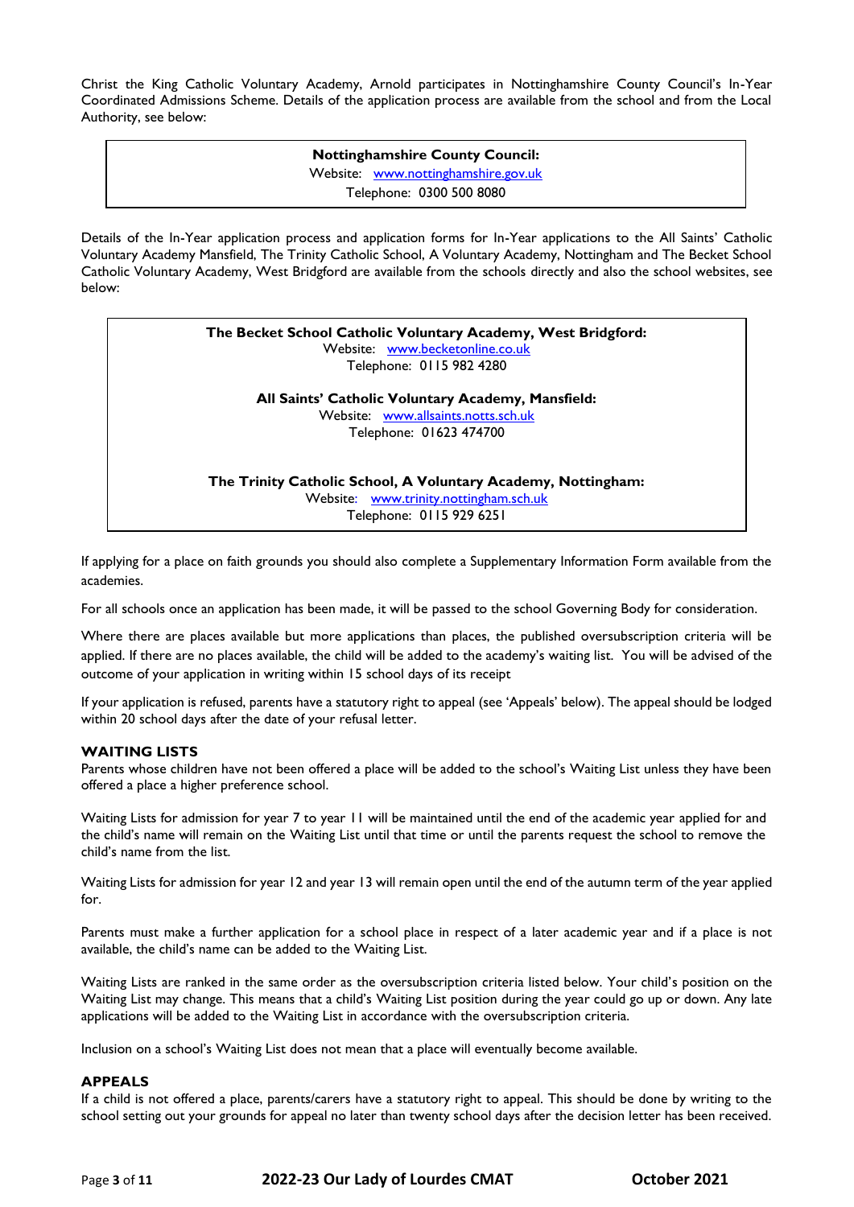Christ the King Catholic Voluntary Academy, Arnold participates in Nottinghamshire County Council's In-Year Coordinated Admissions Scheme. Details of the application process are available from the school and from the Local Authority, see below:

> **Nottinghamshire County Council:**
> Website: [www.nottinghamshire.gov.uk](http://www.nottinghamshire.gov.uk)
> Telephone: 0300 500 8080

Details of the In-Year application process and application forms for In-Year applications to the All Saints' Catholic Voluntary Academy Mansfield, The Trinity Catholic School, A Voluntary Academy, Nottingham and The Becket School Catholic Voluntary Academy, West Bridgford are available from the schools directly and also the school websites, see below:

> **The Becket School Catholic Voluntary Academy, West Bridgford:**
> Website: [www.becketonline.co.uk](http://www.becketonline.co.uk)
> Telephone: 0115 982 4280
>
> **All Saints' Catholic Voluntary Academy, Mansfield:**
> Website: [www.allsaints.notts.sch.uk](http://www.allsaints.notts.sch.uk)
> Telephone: 01623 474700
>
> **The Trinity Catholic School, A Voluntary Academy, Nottingham:**
> Website: [www.trinity.nottingham.sch.uk](http://www.trinity.nottingham.sch.uk)
> Telephone: 0115 929 6251

If applying for a place on faith grounds you should also complete a Supplementary Information Form available from the academies.

For all schools once an application has been made, it will be passed to the school Governing Body for consideration.

Where there are places available but more applications than places, the published oversubscription criteria will be applied. If there are no places available, the child will be added to the academy's waiting list. You will be advised of the outcome of your application in writing within 15 school days of its receipt

If your application is refused, parents have a statutory right to appeal (see 'Appeals' below). The appeal should be lodged within 20 school days after the date of your refusal letter.

## WAITING LISTS

Parents whose children have not been offered a place will be added to the school's Waiting List unless they have been offered a place a higher preference school.

Waiting Lists for admission for year 7 to year 11 will be maintained until the end of the academic year applied for and the child's name will remain on the Waiting List until that time or until the parents request the school to remove the child's name from the list.

Waiting Lists for admission for year 12 and year 13 will remain open until the end of the autumn term of the year applied for.

Parents must make a further application for a school place in respect of a later academic year and if a place is not available, the child's name can be added to the Waiting List.

Waiting Lists are ranked in the same order as the oversubscription criteria listed below. Your child's position on the Waiting List may change. This means that a child's Waiting List position during the year could go up or down. Any late applications will be added to the Waiting List in accordance with the oversubscription criteria.

Inclusion on a school's Waiting List does not mean that a place will eventually become available.

## APPEALS

If a child is not offered a place, parents/carers have a statutory right to appeal. This should be done by writing to the school setting out your grounds for appeal no later than twenty school days after the decision letter has been received.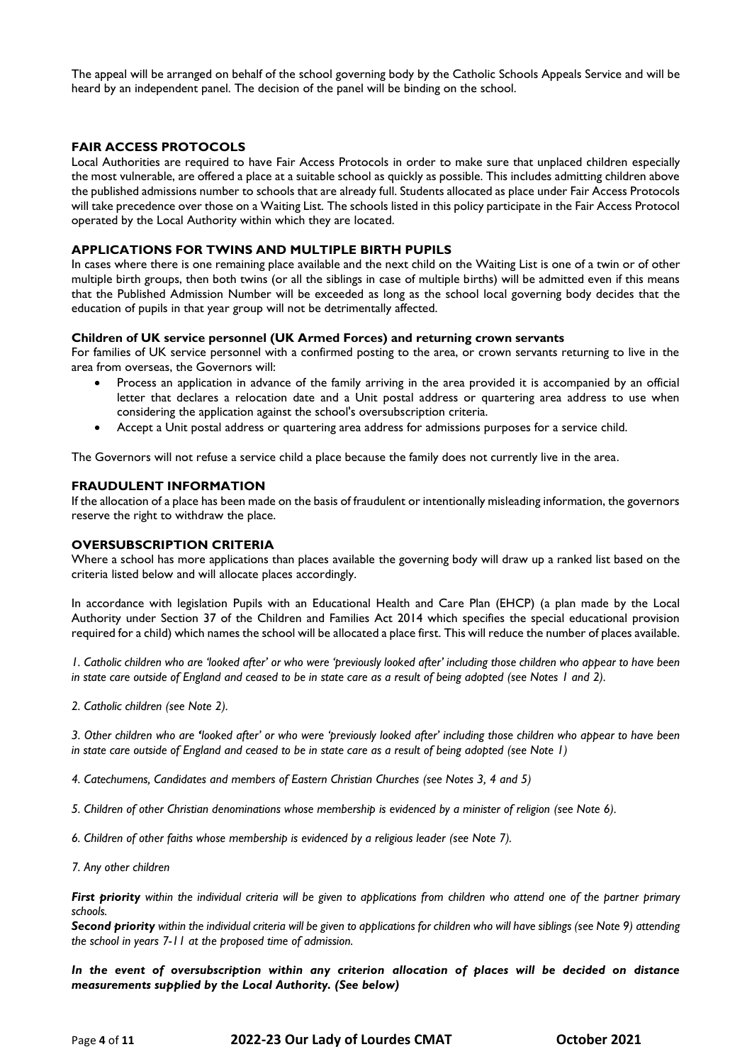The appeal will be arranged on behalf of the school governing body by the Catholic Schools Appeals Service and will be heard by an independent panel. The decision of the panel will be binding on the school.

## FAIR ACCESS PROTOCOLS

Local Authorities are required to have Fair Access Protocols in order to make sure that unplaced children especially the most vulnerable, are offered a place at a suitable school as quickly as possible. This includes admitting children above the published admissions number to schools that are already full. Students allocated as place under Fair Access Protocols will take precedence over those on a Waiting List. The schools listed in this policy participate in the Fair Access Protocol operated by the Local Authority within which they are located.

## APPLICATIONS FOR TWINS AND MULTIPLE BIRTH PUPILS

In cases where there is one remaining place available and the next child on the Waiting List is one of a twin or of other multiple birth groups, then both twins (or all the siblings in case of multiple births) will be admitted even if this means that the Published Admission Number will be exceeded as long as the school local governing body decides that the education of pupils in that year group will not be detrimentally affected.

### Children of UK service personnel (UK Armed Forces) and returning crown servants

For families of UK service personnel with a confirmed posting to the area, or crown servants returning to live in the area from overseas, the Governors will:

- Process an application in advance of the family arriving in the area provided it is accompanied by an official letter that declares a relocation date and a Unit postal address or quartering area address to use when considering the application against the school's oversubscription criteria.
- Accept a Unit postal address or quartering area address for admissions purposes for a service child.

The Governors will not refuse a service child a place because the family does not currently live in the area.

## FRAUDULENT INFORMATION

If the allocation of a place has been made on the basis of fraudulent or intentionally misleading information, the governors reserve the right to withdraw the place.

## OVERSUBSCRIPTION CRITERIA

Where a school has more applications than places available the governing body will draw up a ranked list based on the criteria listed below and will allocate places accordingly.

In accordance with legislation Pupils with an Educational Health and Care Plan (EHCP) (a plan made by the Local Authority under Section 37 of the Children and Families Act 2014 which specifies the special educational provision required for a child) which names the school will be allocated a place first. This will reduce the number of places available.

*1. Catholic children who are 'looked after' or who were 'previously looked after' including those children who appear to have been in state care outside of England and ceased to be in state care as a result of being adopted (see Notes 1 and 2).*

*2. Catholic children (see Note 2).*

*3. Other children who are 'looked after' or who were 'previously looked after' including those children who appear to have been in state care outside of England and ceased to be in state care as a result of being adopted (see Note 1)*

*4. Catechumens, Candidates and members of Eastern Christian Churches (see Notes 3, 4 and 5)*

*5. Children of other Christian denominations whose membership is evidenced by a minister of religion (see Note 6).*

*6. Children of other faiths whose membership is evidenced by a religious leader (see Note 7).*

*7. Any other children*

***First priority*** *within the individual criteria will be given to applications from children who attend one of the partner primary schools.*
***Second priority*** *within the individual criteria will be given to applications for children who will have siblings (see Note 9) attending the school in years 7-11 at the proposed time of admission.*

***In the event of oversubscription within any criterion allocation of places will be decided on distance measurements supplied by the Local Authority. (See below)***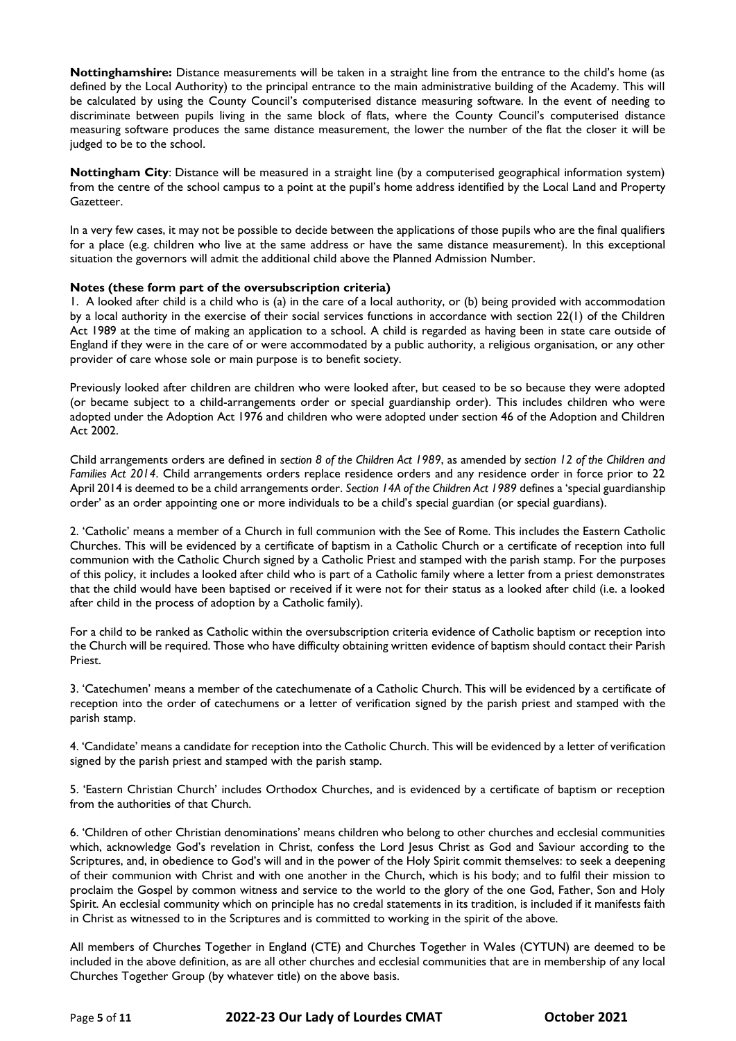**Nottinghamshire:** Distance measurements will be taken in a straight line from the entrance to the child's home (as defined by the Local Authority) to the principal entrance to the main administrative building of the Academy. This will be calculated by using the County Council's computerised distance measuring software. In the event of needing to discriminate between pupils living in the same block of flats, where the County Council's computerised distance measuring software produces the same distance measurement, the lower the number of the flat the closer it will be judged to be to the school.

**Nottingham City**: Distance will be measured in a straight line (by a computerised geographical information system) from the centre of the school campus to a point at the pupil's home address identified by the Local Land and Property Gazetteer.

In a very few cases, it may not be possible to decide between the applications of those pupils who are the final qualifiers for a place (e.g. children who live at the same address or have the same distance measurement). In this exceptional situation the governors will admit the additional child above the Planned Admission Number.

**Notes (these form part of the oversubscription criteria)**

1. A looked after child is a child who is (a) in the care of a local authority, or (b) being provided with accommodation by a local authority in the exercise of their social services functions in accordance with section 22(1) of the Children Act 1989 at the time of making an application to a school. A child is regarded as having been in state care outside of England if they were in the care of or were accommodated by a public authority, a religious organisation, or any other provider of care whose sole or main purpose is to benefit society.

Previously looked after children are children who were looked after, but ceased to be so because they were adopted (or became subject to a child-arrangements order or special guardianship order). This includes children who were adopted under the Adoption Act 1976 and children who were adopted under section 46 of the Adoption and Children Act 2002.

Child arrangements orders are defined in *section 8 of the Children Act 1989*, as amended by *section 12 of the Children and Families Act 2014*. Child arrangements orders replace residence orders and any residence order in force prior to 22 April 2014 is deemed to be a child arrangements order. *Section 14A of the Children Act 1989* defines a 'special guardianship order' as an order appointing one or more individuals to be a child's special guardian (or special guardians).

2. 'Catholic' means a member of a Church in full communion with the See of Rome. This includes the Eastern Catholic Churches. This will be evidenced by a certificate of baptism in a Catholic Church or a certificate of reception into full communion with the Catholic Church signed by a Catholic Priest and stamped with the parish stamp. For the purposes of this policy, it includes a looked after child who is part of a Catholic family where a letter from a priest demonstrates that the child would have been baptised or received if it were not for their status as a looked after child (i.e. a looked after child in the process of adoption by a Catholic family).

For a child to be ranked as Catholic within the oversubscription criteria evidence of Catholic baptism or reception into the Church will be required. Those who have difficulty obtaining written evidence of baptism should contact their Parish Priest.

3. 'Catechumen' means a member of the catechumenate of a Catholic Church. This will be evidenced by a certificate of reception into the order of catechumens or a letter of verification signed by the parish priest and stamped with the parish stamp.

4. 'Candidate' means a candidate for reception into the Catholic Church. This will be evidenced by a letter of verification signed by the parish priest and stamped with the parish stamp.

5. 'Eastern Christian Church' includes Orthodox Churches, and is evidenced by a certificate of baptism or reception from the authorities of that Church.

6. 'Children of other Christian denominations' means children who belong to other churches and ecclesial communities which, acknowledge God's revelation in Christ, confess the Lord Jesus Christ as God and Saviour according to the Scriptures, and, in obedience to God's will and in the power of the Holy Spirit commit themselves: to seek a deepening of their communion with Christ and with one another in the Church, which is his body; and to fulfil their mission to proclaim the Gospel by common witness and service to the world to the glory of the one God, Father, Son and Holy Spirit. An ecclesial community which on principle has no credal statements in its tradition, is included if it manifests faith in Christ as witnessed to in the Scriptures and is committed to working in the spirit of the above.

All members of Churches Together in England (CTE) and Churches Together in Wales (CYTUN) are deemed to be included in the above definition, as are all other churches and ecclesial communities that are in membership of any local Churches Together Group (by whatever title) on the above basis.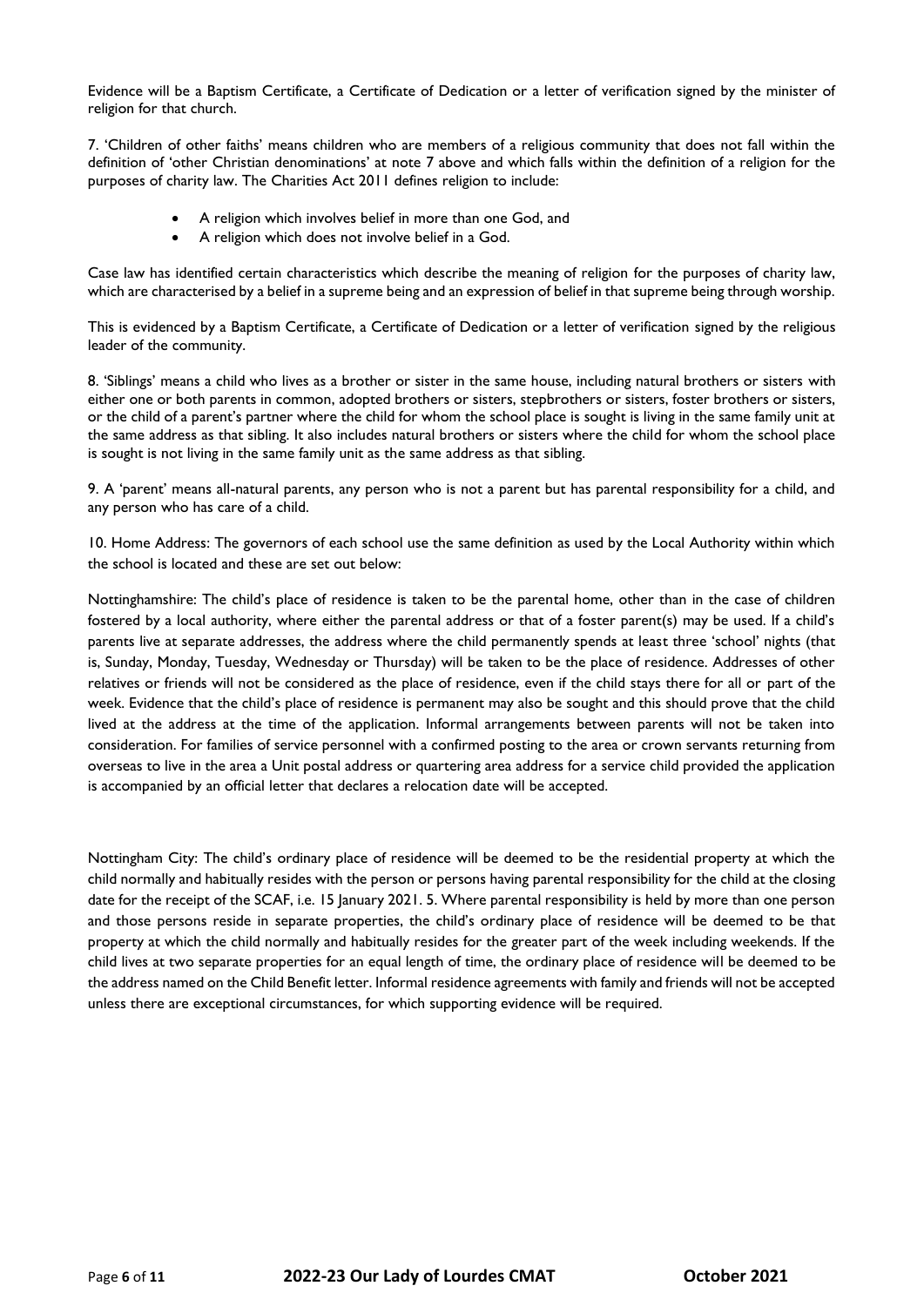Evidence will be a Baptism Certificate, a Certificate of Dedication or a letter of verification signed by the minister of religion for that church.

7. 'Children of other faiths' means children who are members of a religious community that does not fall within the definition of 'other Christian denominations' at note 7 above and which falls within the definition of a religion for the purposes of charity law. The Charities Act 2011 defines religion to include:

- A religion which involves belief in more than one God, and
- A religion which does not involve belief in a God.

Case law has identified certain characteristics which describe the meaning of religion for the purposes of charity law, which are characterised by a belief in a supreme being and an expression of belief in that supreme being through worship.

This is evidenced by a Baptism Certificate, a Certificate of Dedication or a letter of verification signed by the religious leader of the community.

8. 'Siblings' means a child who lives as a brother or sister in the same house, including natural brothers or sisters with either one or both parents in common, adopted brothers or sisters, stepbrothers or sisters, foster brothers or sisters, or the child of a parent's partner where the child for whom the school place is sought is living in the same family unit at the same address as that sibling. It also includes natural brothers or sisters where the child for whom the school place is sought is not living in the same family unit as the same address as that sibling.

9. A 'parent' means all-natural parents, any person who is not a parent but has parental responsibility for a child, and any person who has care of a child.

10. Home Address: The governors of each school use the same definition as used by the Local Authority within which the school is located and these are set out below:

Nottinghamshire: The child's place of residence is taken to be the parental home, other than in the case of children fostered by a local authority, where either the parental address or that of a foster parent(s) may be used. If a child's parents live at separate addresses, the address where the child permanently spends at least three 'school' nights (that is, Sunday, Monday, Tuesday, Wednesday or Thursday) will be taken to be the place of residence. Addresses of other relatives or friends will not be considered as the place of residence, even if the child stays there for all or part of the week. Evidence that the child's place of residence is permanent may also be sought and this should prove that the child lived at the address at the time of the application. Informal arrangements between parents will not be taken into consideration. For families of service personnel with a confirmed posting to the area or crown servants returning from overseas to live in the area a Unit postal address or quartering area address for a service child provided the application is accompanied by an official letter that declares a relocation date will be accepted.

Nottingham City: The child's ordinary place of residence will be deemed to be the residential property at which the child normally and habitually resides with the person or persons having parental responsibility for the child at the closing date for the receipt of the SCAF, i.e. 15 January 2021. 5. Where parental responsibility is held by more than one person and those persons reside in separate properties, the child's ordinary place of residence will be deemed to be that property at which the child normally and habitually resides for the greater part of the week including weekends. If the child lives at two separate properties for an equal length of time, the ordinary place of residence will be deemed to be the address named on the Child Benefit letter. Informal residence agreements with family and friends will not be accepted unless there are exceptional circumstances, for which supporting evidence will be required.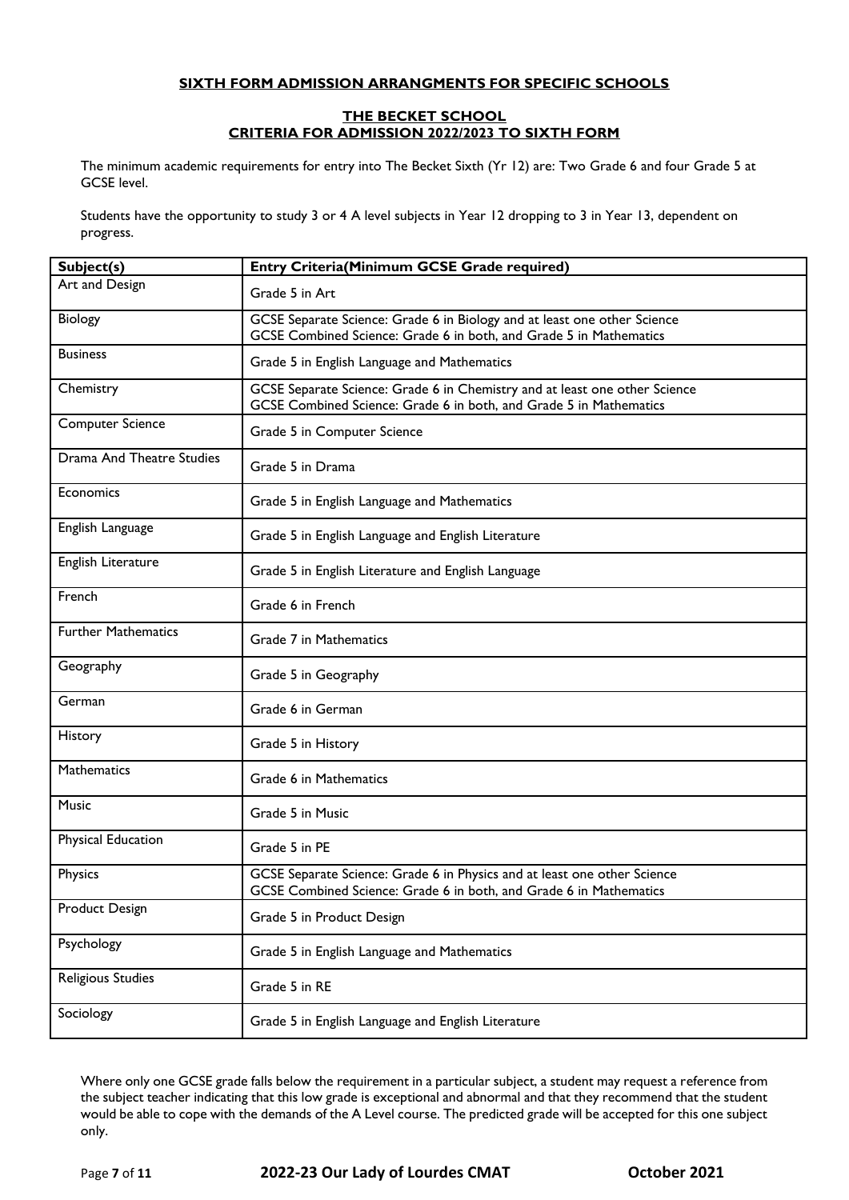## SIXTH FORM ADMISSION ARRANGMENTS FOR SPECIFIC SCHOOLS

### THE BECKET SCHOOL
### CRITERIA FOR ADMISSION 2022/2023 TO SIXTH FORM

The minimum academic requirements for entry into The Becket Sixth (Yr 12) are: Two Grade 6 and four Grade 5 at GCSE level.

Students have the opportunity to study 3 or 4 A level subjects in Year 12 dropping to 3 in Year 13, dependent on progress.

| **Subject(s)** | **Entry Criteria(Minimum GCSE Grade required)** |
|---|---|
| Art and Design | Grade 5 in Art |
| Biology | GCSE Separate Science: Grade 6 in Biology and at least one other Science<br>GCSE Combined Science: Grade 6 in both, and Grade 5 in Mathematics |
| Business | Grade 5 in English Language and Mathematics |
| Chemistry | GCSE Separate Science: Grade 6 in Chemistry and at least one other Science<br>GCSE Combined Science: Grade 6 in both, and Grade 5 in Mathematics |
| Computer Science | Grade 5 in Computer Science |
| Drama And Theatre Studies | Grade 5 in Drama |
| Economics | Grade 5 in English Language and Mathematics |
| English Language | Grade 5 in English Language and English Literature |
| English Literature | Grade 5 in English Literature and English Language |
| French | Grade 6 in French |
| Further Mathematics | Grade 7 in Mathematics |
| Geography | Grade 5 in Geography |
| German | Grade 6 in German |
| History | Grade 5 in History |
| Mathematics | Grade 6 in Mathematics |
| Music | Grade 5 in Music |
| Physical Education | Grade 5 in PE |
| Physics | GCSE Separate Science: Grade 6 in Physics and at least one other Science<br>GCSE Combined Science: Grade 6 in both, and Grade 6 in Mathematics |
| Product Design | Grade 5 in Product Design |
| Psychology | Grade 5 in English Language and Mathematics |
| Religious Studies | Grade 5 in RE |
| Sociology | Grade 5 in English Language and English Literature |

Where only one GCSE grade falls below the requirement in a particular subject, a student may request a reference from the subject teacher indicating that this low grade is exceptional and abnormal and that they recommend that the student would be able to cope with the demands of the A Level course. The predicted grade will be accepted for this one subject only.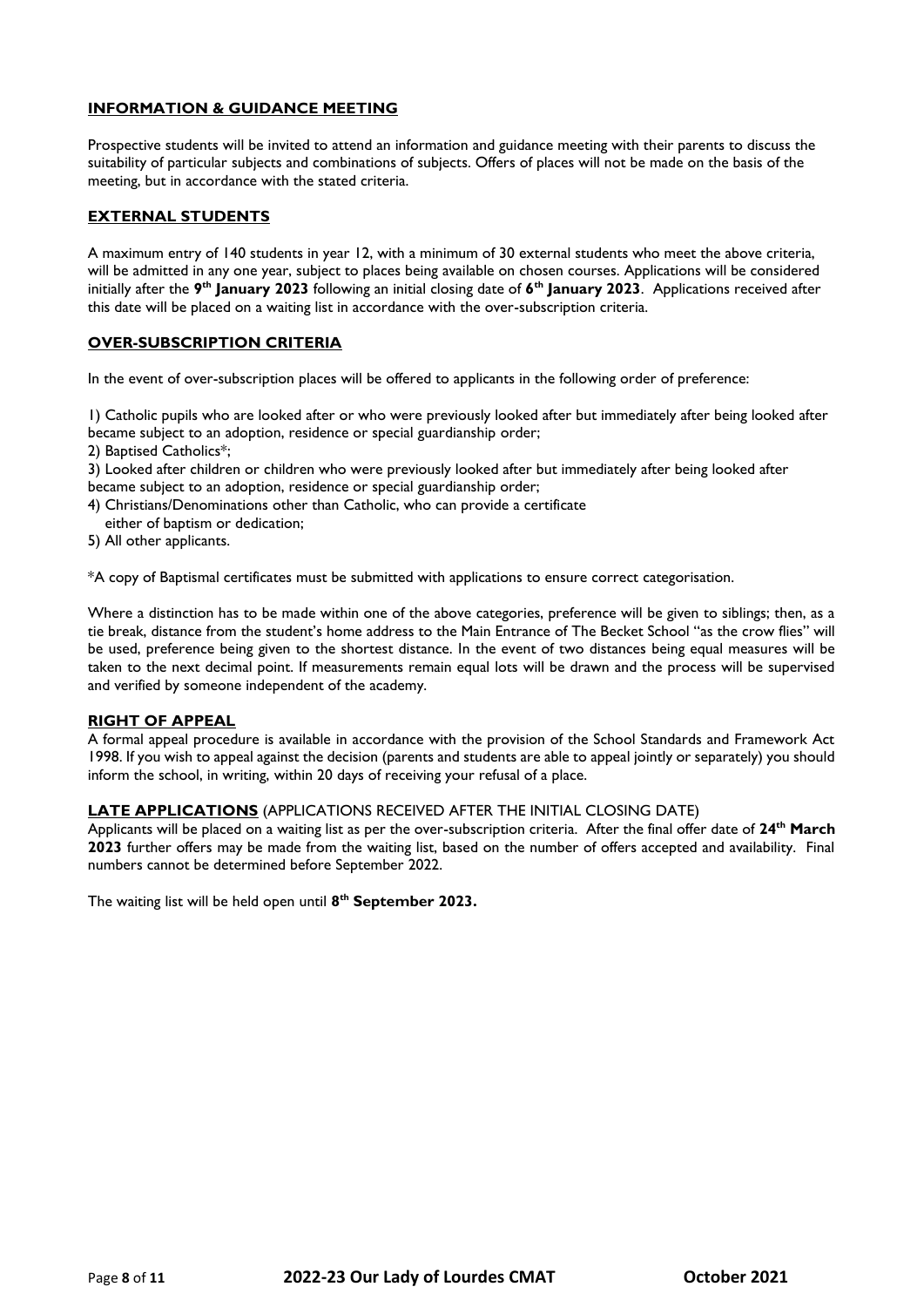## INFORMATION & GUIDANCE MEETING

Prospective students will be invited to attend an information and guidance meeting with their parents to discuss the suitability of particular subjects and combinations of subjects. Offers of places will not be made on the basis of the meeting, but in accordance with the stated criteria.

## EXTERNAL STUDENTS

A maximum entry of 140 students in year 12, with a minimum of 30 external students who meet the above criteria, will be admitted in any one year, subject to places being available on chosen courses. Applications will be considered initially after the **9th January 2023** following an initial closing date of **6th January 2023**. Applications received after this date will be placed on a waiting list in accordance with the over-subscription criteria.

## OVER-SUBSCRIPTION CRITERIA

In the event of over-subscription places will be offered to applicants in the following order of preference:

1) Catholic pupils who are looked after or who were previously looked after but immediately after being looked after became subject to an adoption, residence or special guardianship order;
2) Baptised Catholics*;
3) Looked after children or children who were previously looked after but immediately after being looked after became subject to an adoption, residence or special guardianship order;
4) Christians/Denominations other than Catholic, who can provide a certificate either of baptism or dedication;
5) All other applicants.

*A copy of Baptismal certificates must be submitted with applications to ensure correct categorisation.

Where a distinction has to be made within one of the above categories, preference will be given to siblings; then, as a tie break, distance from the student's home address to the Main Entrance of The Becket School "as the crow flies" will be used, preference being given to the shortest distance. In the event of two distances being equal measures will be taken to the next decimal point. If measurements remain equal lots will be drawn and the process will be supervised and verified by someone independent of the academy.

## RIGHT OF APPEAL

A formal appeal procedure is available in accordance with the provision of the School Standards and Framework Act 1998. If you wish to appeal against the decision (parents and students are able to appeal jointly or separately) you should inform the school, in writing, within 20 days of receiving your refusal of a place.

## LATE APPLICATIONS (APPLICATIONS RECEIVED AFTER THE INITIAL CLOSING DATE)

Applicants will be placed on a waiting list as per the over-subscription criteria. After the final offer date of **24th March 2023** further offers may be made from the waiting list, based on the number of offers accepted and availability. Final numbers cannot be determined before September 2022.

The waiting list will be held open until **8th September 2023.**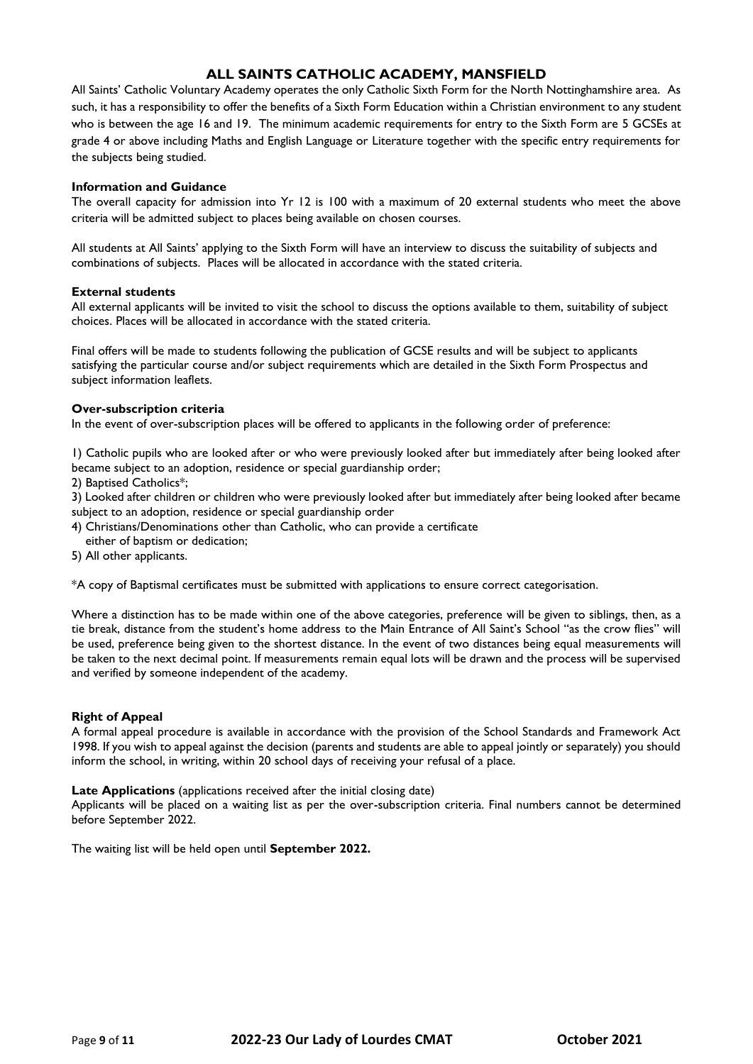## ALL SAINTS CATHOLIC ACADEMY, MANSFIELD

All Saints' Catholic Voluntary Academy operates the only Catholic Sixth Form for the North Nottinghamshire area. As such, it has a responsibility to offer the benefits of a Sixth Form Education within a Christian environment to any student who is between the age 16 and 19. The minimum academic requirements for entry to the Sixth Form are 5 GCSEs at grade 4 or above including Maths and English Language or Literature together with the specific entry requirements for the subjects being studied.

**Information and Guidance**

The overall capacity for admission into Yr 12 is 100 with a maximum of 20 external students who meet the above criteria will be admitted subject to places being available on chosen courses.

All students at All Saints' applying to the Sixth Form will have an interview to discuss the suitability of subjects and combinations of subjects. Places will be allocated in accordance with the stated criteria.

**External students**

All external applicants will be invited to visit the school to discuss the options available to them, suitability of subject choices. Places will be allocated in accordance with the stated criteria.

Final offers will be made to students following the publication of GCSE results and will be subject to applicants satisfying the particular course and/or subject requirements which are detailed in the Sixth Form Prospectus and subject information leaflets.

**Over-subscription criteria**

In the event of over-subscription places will be offered to applicants in the following order of preference:

1) Catholic pupils who are looked after or who were previously looked after but immediately after being looked after became subject to an adoption, residence or special guardianship order;
2) Baptised Catholics*;
3) Looked after children or children who were previously looked after but immediately after being looked after became subject to an adoption, residence or special guardianship order
4) Christians/Denominations other than Catholic, who can provide a certificate either of baptism or dedication;
5) All other applicants.

*A copy of Baptismal certificates must be submitted with applications to ensure correct categorisation.

Where a distinction has to be made within one of the above categories, preference will be given to siblings, then, as a tie break, distance from the student's home address to the Main Entrance of All Saint's School "as the crow flies" will be used, preference being given to the shortest distance. In the event of two distances being equal measurements will be taken to the next decimal point. If measurements remain equal lots will be drawn and the process will be supervised and verified by someone independent of the academy.

**Right of Appeal**

A formal appeal procedure is available in accordance with the provision of the School Standards and Framework Act 1998. If you wish to appeal against the decision (parents and students are able to appeal jointly or separately) you should inform the school, in writing, within 20 school days of receiving your refusal of a place.

**Late Applications** (applications received after the initial closing date)

Applicants will be placed on a waiting list as per the over-subscription criteria. Final numbers cannot be determined before September 2022.

The waiting list will be held open until **September 2022.**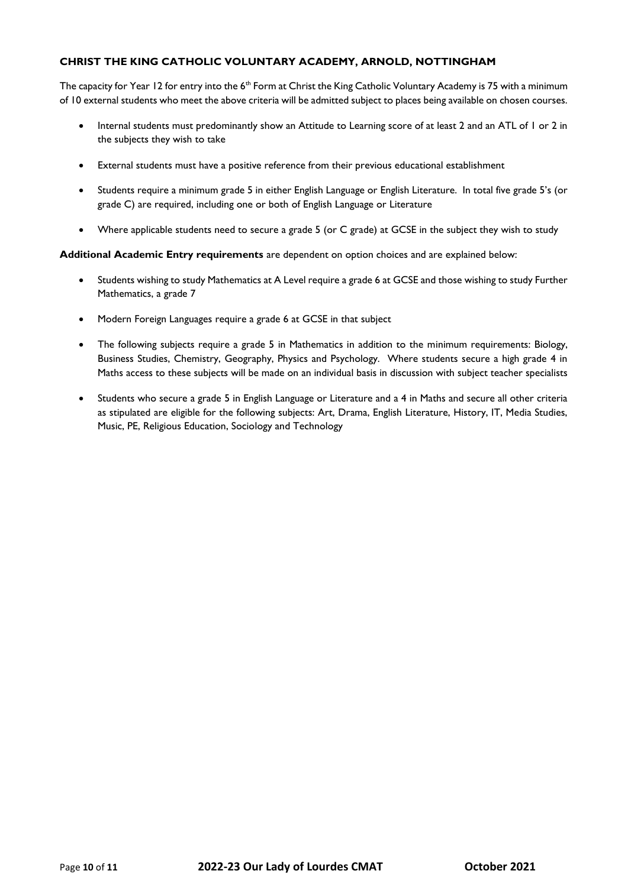### CHRIST THE KING CATHOLIC VOLUNTARY ACADEMY, ARNOLD, NOTTINGHAM

The capacity for Year 12 for entry into the 6th Form at Christ the King Catholic Voluntary Academy is 75 with a minimum of 10 external students who meet the above criteria will be admitted subject to places being available on chosen courses.

- Internal students must predominantly show an Attitude to Learning score of at least 2 and an ATL of 1 or 2 in the subjects they wish to take
- External students must have a positive reference from their previous educational establishment
- Students require a minimum grade 5 in either English Language or English Literature. In total five grade 5's (or grade C) are required, including one or both of English Language or Literature
- Where applicable students need to secure a grade 5 (or C grade) at GCSE in the subject they wish to study

**Additional Academic Entry requirements** are dependent on option choices and are explained below:

- Students wishing to study Mathematics at A Level require a grade 6 at GCSE and those wishing to study Further Mathematics, a grade 7
- Modern Foreign Languages require a grade 6 at GCSE in that subject
- The following subjects require a grade 5 in Mathematics in addition to the minimum requirements: Biology, Business Studies, Chemistry, Geography, Physics and Psychology. Where students secure a high grade 4 in Maths access to these subjects will be made on an individual basis in discussion with subject teacher specialists
- Students who secure a grade 5 in English Language or Literature and a 4 in Maths and secure all other criteria as stipulated are eligible for the following subjects: Art, Drama, English Literature, History, IT, Media Studies, Music, PE, Religious Education, Sociology and Technology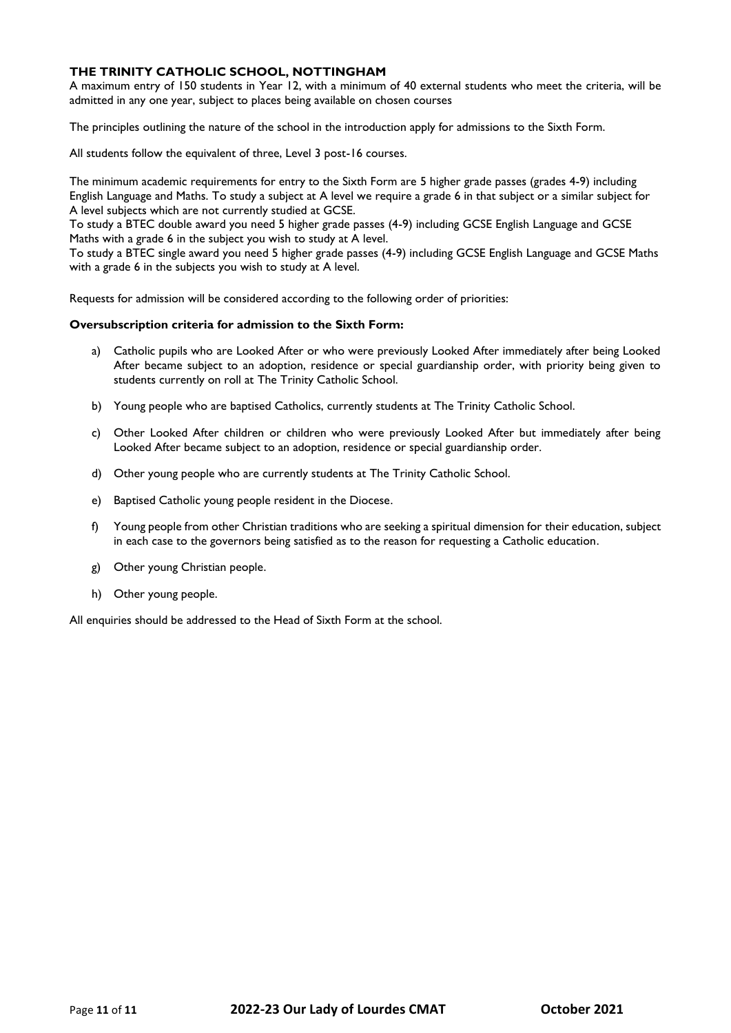## THE TRINITY CATHOLIC SCHOOL, NOTTINGHAM

A maximum entry of 150 students in Year 12, with a minimum of 40 external students who meet the criteria, will be admitted in any one year, subject to places being available on chosen courses

The principles outlining the nature of the school in the introduction apply for admissions to the Sixth Form.

All students follow the equivalent of three, Level 3 post-16 courses.

The minimum academic requirements for entry to the Sixth Form are 5 higher grade passes (grades 4-9) including English Language and Maths. To study a subject at A level we require a grade 6 in that subject or a similar subject for A level subjects which are not currently studied at GCSE.
To study a BTEC double award you need 5 higher grade passes (4-9) including GCSE English Language and GCSE Maths with a grade 6 in the subject you wish to study at A level.
To study a BTEC single award you need 5 higher grade passes (4-9) including GCSE English Language and GCSE Maths with a grade 6 in the subjects you wish to study at A level.

Requests for admission will be considered according to the following order of priorities:

**Oversubscription criteria for admission to the Sixth Form:**

a) Catholic pupils who are Looked After or who were previously Looked After immediately after being Looked After became subject to an adoption, residence or special guardianship order, with priority being given to students currently on roll at The Trinity Catholic School.

b) Young people who are baptised Catholics, currently students at The Trinity Catholic School.

c) Other Looked After children or children who were previously Looked After but immediately after being Looked After became subject to an adoption, residence or special guardianship order.

d) Other young people who are currently students at The Trinity Catholic School.

e) Baptised Catholic young people resident in the Diocese.

f) Young people from other Christian traditions who are seeking a spiritual dimension for their education, subject in each case to the governors being satisfied as to the reason for requesting a Catholic education.

g) Other young Christian people.

h) Other young people.

All enquiries should be addressed to the Head of Sixth Form at the school.